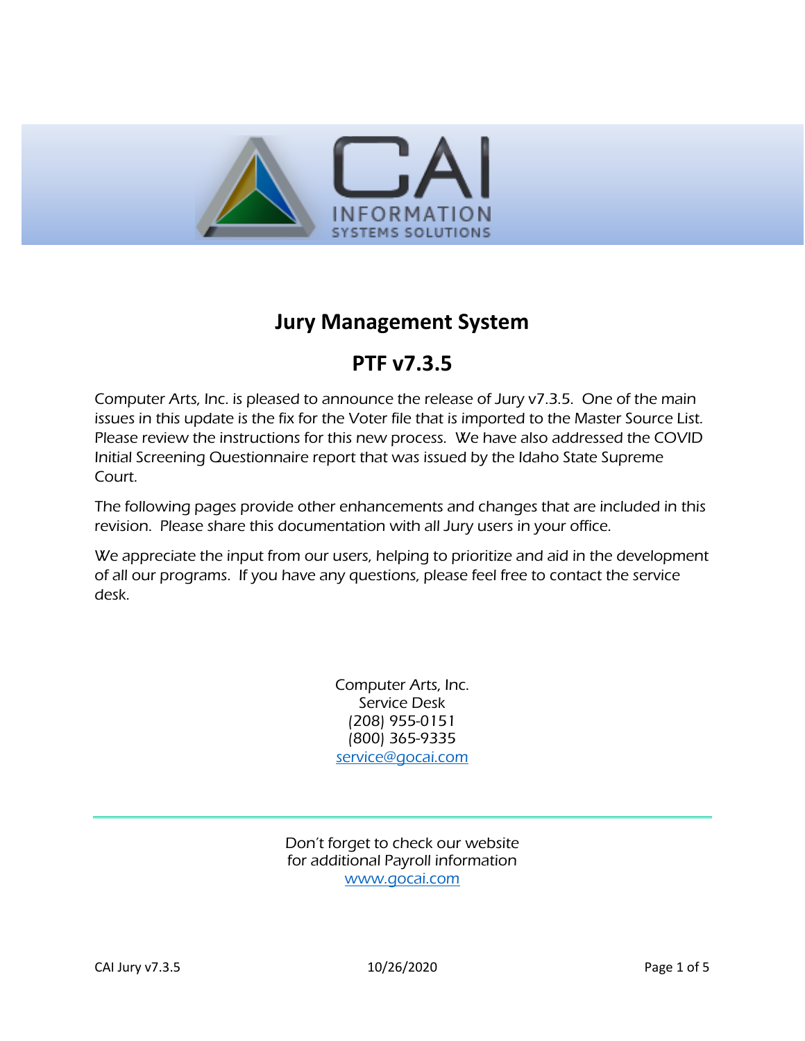# Jury Management System

## PTF v7.3.5

Computer Arts, Inc. is pleased to announce the release of Jury v7.3.5. One of the main issues in this update is the fix for the Voter file that is imported to the Master Source List. Please review the instructions for this new process. We have also addressed the COVID Initial Screening Questionnaire report that was issued by the Idaho State Supreme Court.

The following pages provide other enhancements and changes that are included in this revision. Please share this documentation with all Jury users in your office.

We appreciate the input from our users, helping to prioritize and aid in the development of all our programs. If you have any questions, please feel free to contact the service desk.

Computer Arts, Inc.
Service Desk
(208) 955-0151
(800) 365-9335
service@gocai.com

---

Don't forget to check our website
for additional Payroll information
www.gocai.com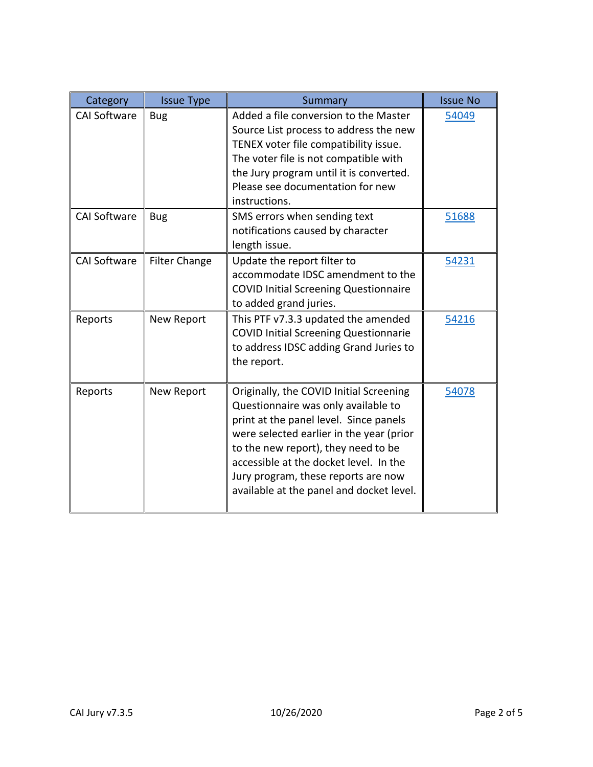| Category | Issue Type | Summary | Issue No |
|---|---|---|---|
| CAI Software | Bug | Added a file conversion to the Master Source List process to address the new TENEX voter file compatibility issue. The voter file is not compatible with the Jury program until it is converted. Please see documentation for new instructions. | 54049 |
| CAI Software | Bug | SMS errors when sending text notifications caused by character length issue. | 51688 |
| CAI Software | Filter Change | Update the report filter to accommodate IDSC amendment to the COVID Initial Screening Questionnaire to added grand juries. | 54231 |
| Reports | New Report | This PTF v7.3.3 updated the amended COVID Initial Screening Questionnarie to address IDSC adding Grand Juries to the report. | 54216 |
| Reports | New Report | Originally, the COVID Initial Screening Questionnaire was only available to print at the panel level. Since panels were selected earlier in the year (prior to the new report), they need to be accessible at the docket level. In the Jury program, these reports are now available at the panel and docket level. | 54078 |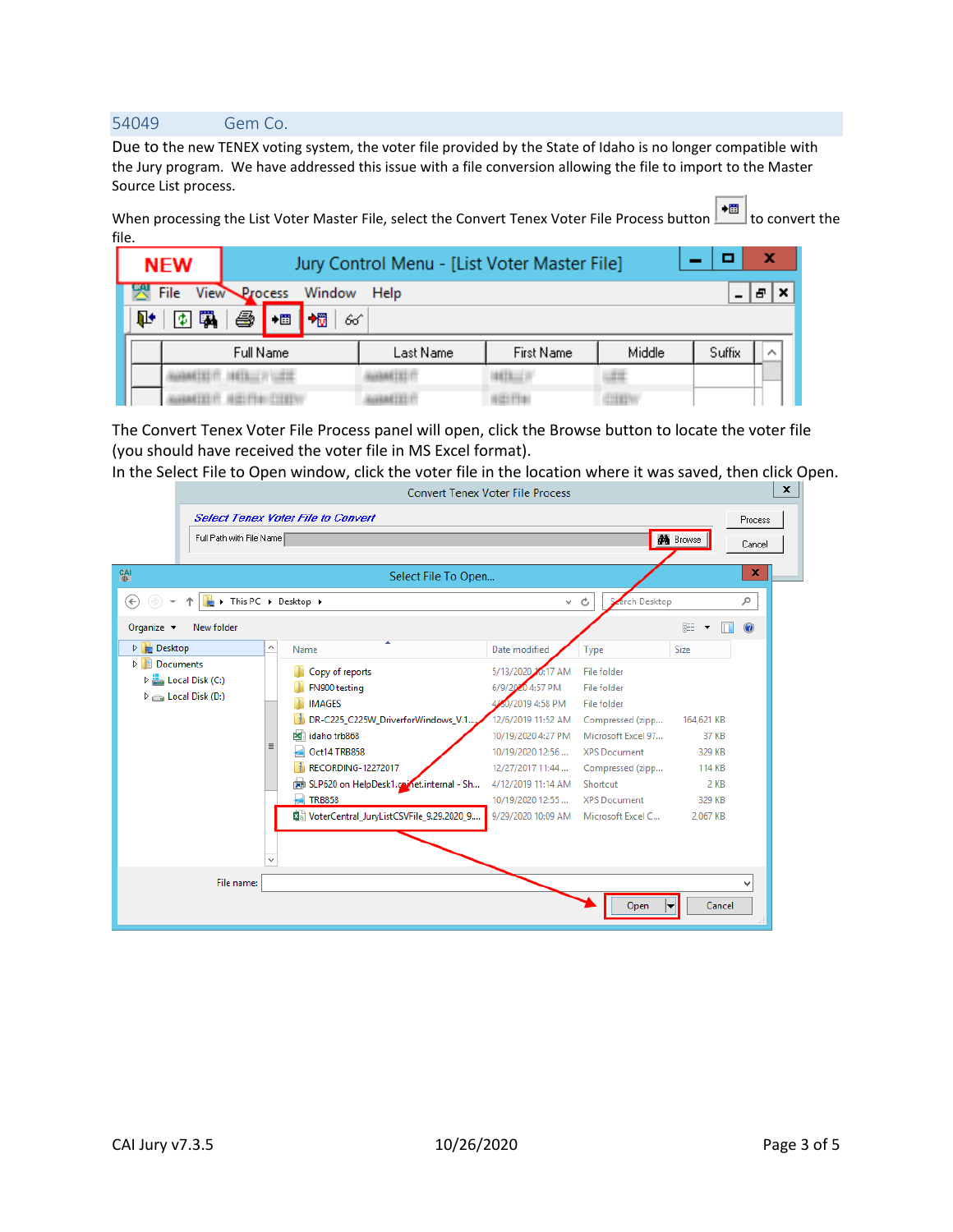## 54049 Gem Co.

Due to the new TENEX voting system, the voter file provided by the State of Idaho is no longer compatible with the Jury program. We have addressed this issue with a file conversion allowing the file to import to the Master Source List process.

When processing the List Voter Master File, select the Convert Tenex Voter File Process button to convert the file.

The Convert Tenex Voter File Process panel will open, click the Browse button to locate the voter file (you should have received the voter file in MS Excel format).

In the Select File to Open window, click the voter file in the location where it was saved, then click Open.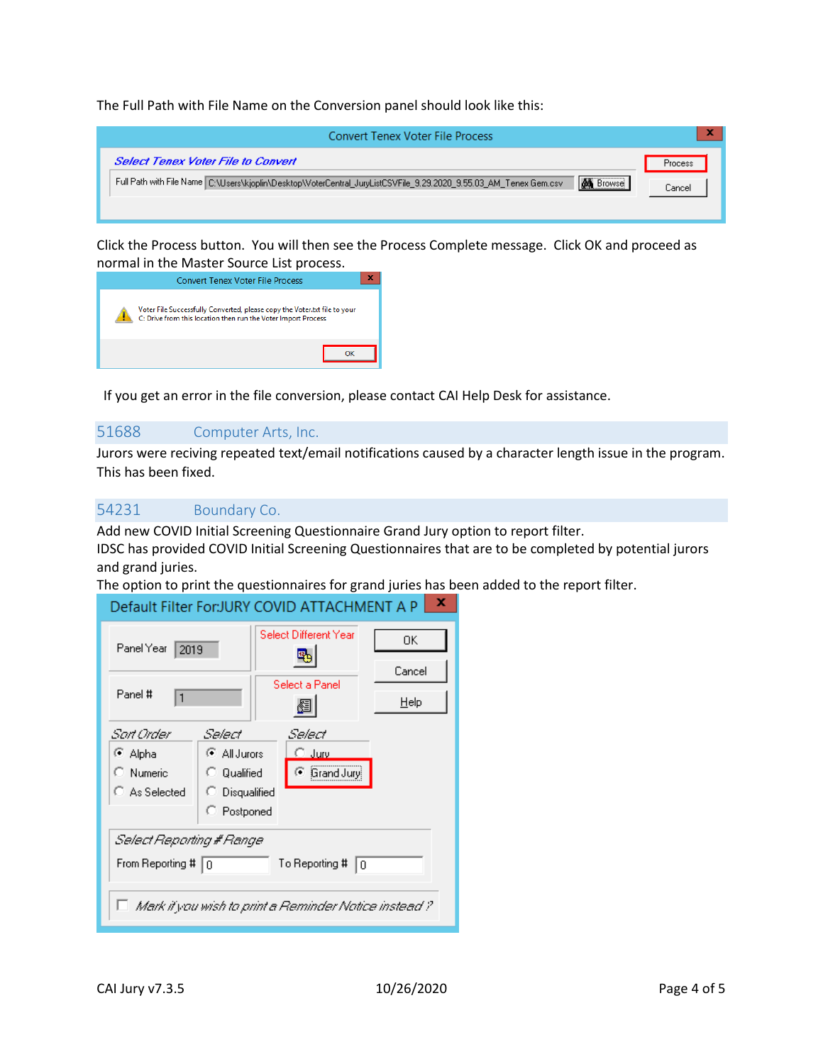The Full Path with File Name on the Conversion panel should look like this:

Click the Process button. You will then see the Process Complete message. Click OK and proceed as normal in the Master Source List process.

If you get an error in the file conversion, please contact CAI Help Desk for assistance.

## 51688 Computer Arts, Inc.

Jurors were reciving repeated text/email notifications caused by a character length issue in the program. This has been fixed.

## 54231 Boundary Co.

Add new COVID Initial Screening Questionnaire Grand Jury option to report filter.
IDSC has provided COVID Initial Screening Questionnaires that are to be completed by potential jurors and grand juries.
The option to print the questionnaires for grand juries has been added to the report filter.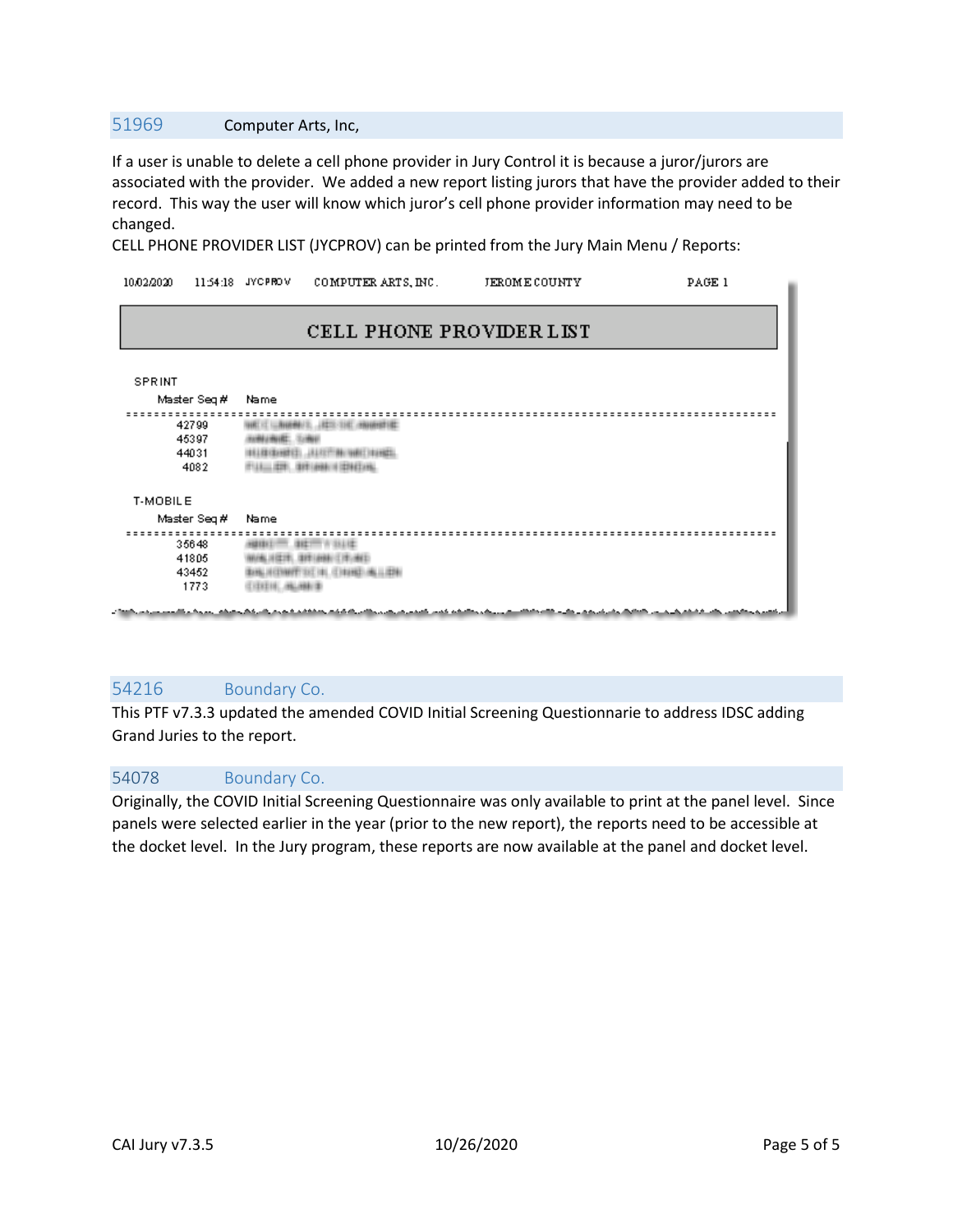## 51969 Computer Arts, Inc,

If a user is unable to delete a cell phone provider in Jury Control it is because a juror/jurors are associated with the provider. We added a new report listing jurors that have the provider added to their record. This way the user will know which juror's cell phone provider information may need to be changed.

CELL PHONE PROVIDER LIST (JYCPROV) can be printed from the Jury Main Menu / Reports:

```
10/02/2020   11:54:18  JYCPROV    COMPUTER ARTS, INC.     JEROME COUNTY          PAGE 1

                          CELL PHONE PROVIDER LIST

SPRINT
     Master Seq #   Name
=====================================================================================
        42799
        45397
        44031
         4082

T-MOBILE
     Master Seq #   Name
=====================================================================================
        35648
        41805
        43452
         1773
```

## 54216 Boundary Co.

This PTF v7.3.3 updated the amended COVID Initial Screening Questionnarie to address IDSC adding Grand Juries to the report.

## 54078 Boundary Co.

Originally, the COVID Initial Screening Questionnaire was only available to print at the panel level. Since panels were selected earlier in the year (prior to the new report), the reports need to be accessible at the docket level. In the Jury program, these reports are now available at the panel and docket level.